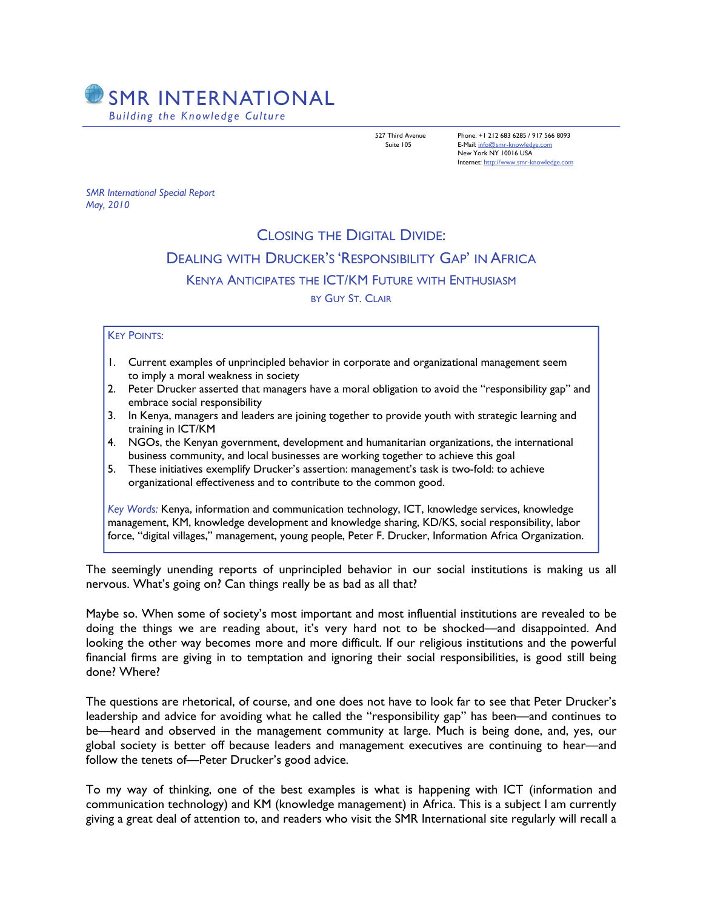# SMR INTERNATIONAL

*Building the Knowledge Culture*

527 Third Avenue
Suite 105

Phone: +1 212 683 6285 / 917 566 8093
E-Mail: info@smr-knowledge.com
New York NY 10016 USA
Internet: http://www.smr-knowledge.com

*SMR International Special Report*
*May, 2010*

## Closing the Digital Divide:
## Dealing with Drucker's 'Responsibility Gap' in Africa
### Kenya Anticipates the ICT/KM Future with Enthusiasm
#### by Guy St. Clair

**Key Points:**

1. Current examples of unprincipled behavior in corporate and organizational management seem to imply a moral weakness in society
2. Peter Drucker asserted that managers have a moral obligation to avoid the "responsibility gap" and embrace social responsibility
3. In Kenya, managers and leaders are joining together to provide youth with strategic learning and training in ICT/KM
4. NGOs, the Kenyan government, development and humanitarian organizations, the international business community, and local businesses are working together to achieve this goal
5. These initiatives exemplify Drucker's assertion: management's task is two-fold: to achieve organizational effectiveness and to contribute to the common good.

*Key Words:* Kenya, information and communication technology, ICT, knowledge services, knowledge management, KM, knowledge development and knowledge sharing, KD/KS, social responsibility, labor force, "digital villages," management, young people, Peter F. Drucker, Information Africa Organization.

The seemingly unending reports of unprincipled behavior in our social institutions is making us all nervous. What's going on? Can things really be as bad as all that?

Maybe so. When some of society's most important and most influential institutions are revealed to be doing the things we are reading about, it's very hard not to be shocked—and disappointed. And looking the other way becomes more and more difficult. If our religious institutions and the powerful financial firms are giving in to temptation and ignoring their social responsibilities, is good still being done? Where?

The questions are rhetorical, of course, and one does not have to look far to see that Peter Drucker's leadership and advice for avoiding what he called the "responsibility gap" has been—and continues to be—heard and observed in the management community at large. Much is being done, and, yes, our global society is better off because leaders and management executives are continuing to hear—and follow the tenets of—Peter Drucker's good advice.

To my way of thinking, one of the best examples is what is happening with ICT (information and communication technology) and KM (knowledge management) in Africa. This is a subject I am currently giving a great deal of attention to, and readers who visit the SMR International site regularly will recall a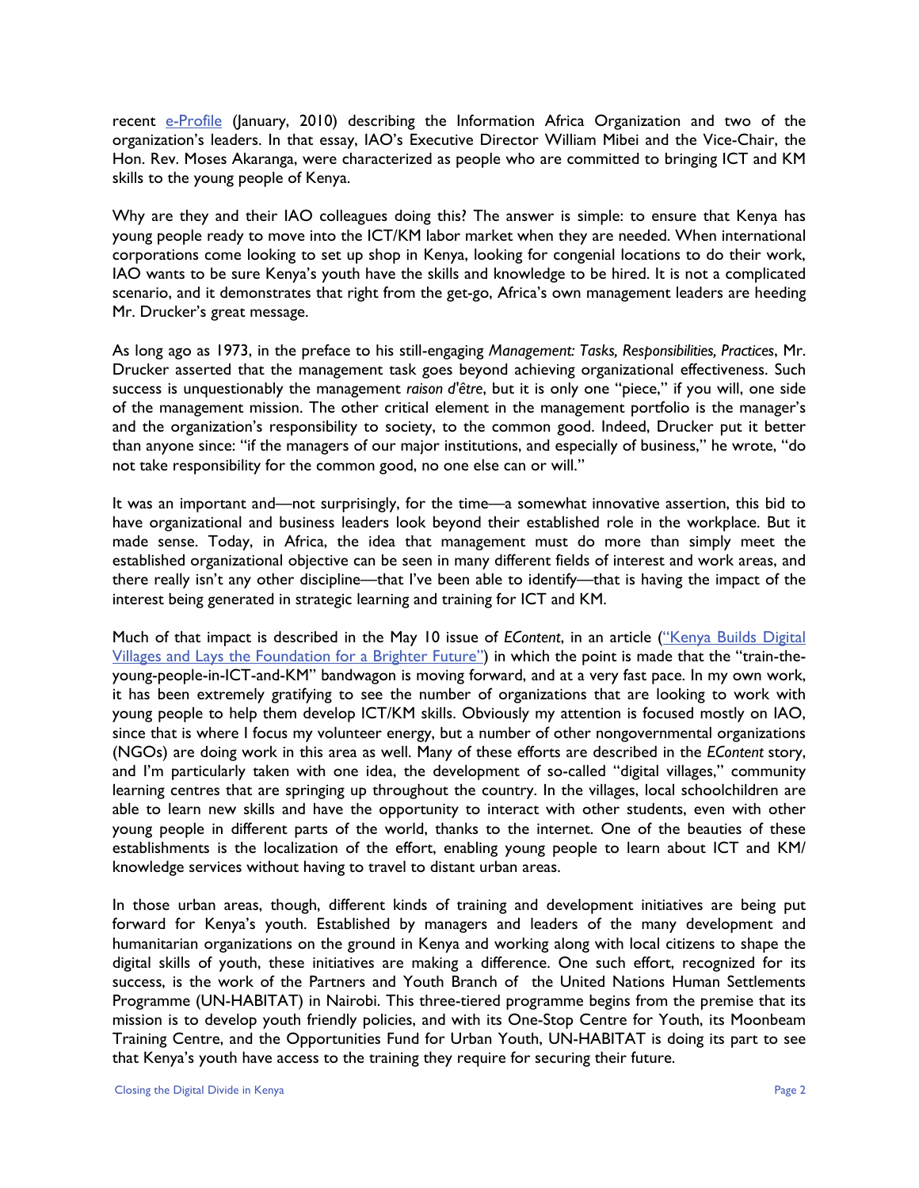recent [e-Profile](#) (January, 2010) describing the Information Africa Organization and two of the organization's leaders. In that essay, IAO's Executive Director William Mibei and the Vice-Chair, the Hon. Rev. Moses Akaranga, were characterized as people who are committed to bringing ICT and KM skills to the young people of Kenya.

Why are they and their IAO colleagues doing this? The answer is simple: to ensure that Kenya has young people ready to move into the ICT/KM labor market when they are needed. When international corporations come looking to set up shop in Kenya, looking for congenial locations to do their work, IAO wants to be sure Kenya's youth have the skills and knowledge to be hired. It is not a complicated scenario, and it demonstrates that right from the get-go, Africa's own management leaders are heeding Mr. Drucker's great message.

As long ago as 1973, in the preface to his still-engaging *Management: Tasks, Responsibilities, Practices*, Mr. Drucker asserted that the management task goes beyond achieving organizational effectiveness. Such success is unquestionably the management *raison d'être*, but it is only one "piece," if you will, one side of the management mission. The other critical element in the management portfolio is the manager's and the organization's responsibility to society, to the common good. Indeed, Drucker put it better than anyone since: "if the managers of our major institutions, and especially of business," he wrote, "do not take responsibility for the common good, no one else can or will."

It was an important and—not surprisingly, for the time—a somewhat innovative assertion, this bid to have organizational and business leaders look beyond their established role in the workplace. But it made sense. Today, in Africa, the idea that management must do more than simply meet the established organizational objective can be seen in many different fields of interest and work areas, and there really isn't any other discipline—that I've been able to identify—that is having the impact of the interest being generated in strategic learning and training for ICT and KM.

Much of that impact is described in the May 10 issue of *EContent*, in an article (["Kenya Builds Digital Villages and Lays the Foundation for a Brighter Future"](#)) in which the point is made that the "train-the-young-people-in-ICT-and-KM" bandwagon is moving forward, and at a very fast pace. In my own work, it has been extremely gratifying to see the number of organizations that are looking to work with young people to help them develop ICT/KM skills. Obviously my attention is focused mostly on IAO, since that is where I focus my volunteer energy, but a number of other nongovernmental organizations (NGOs) are doing work in this area as well. Many of these efforts are described in the *EContent* story, and I'm particularly taken with one idea, the development of so-called "digital villages," community learning centres that are springing up throughout the country. In the villages, local schoolchildren are able to learn new skills and have the opportunity to interact with other students, even with other young people in different parts of the world, thanks to the internet. One of the beauties of these establishments is the localization of the effort, enabling young people to learn about ICT and KM/knowledge services without having to travel to distant urban areas.

In those urban areas, though, different kinds of training and development initiatives are being put forward for Kenya's youth. Established by managers and leaders of the many development and humanitarian organizations on the ground in Kenya and working along with local citizens to shape the digital skills of youth, these initiatives are making a difference. One such effort, recognized for its success, is the work of the Partners and Youth Branch of the United Nations Human Settlements Programme (UN-HABITAT) in Nairobi. This three-tiered programme begins from the premise that its mission is to develop youth friendly policies, and with its One-Stop Centre for Youth, its Moonbeam Training Centre, and the Opportunities Fund for Urban Youth, UN-HABITAT is doing its part to see that Kenya's youth have access to the training they require for securing their future.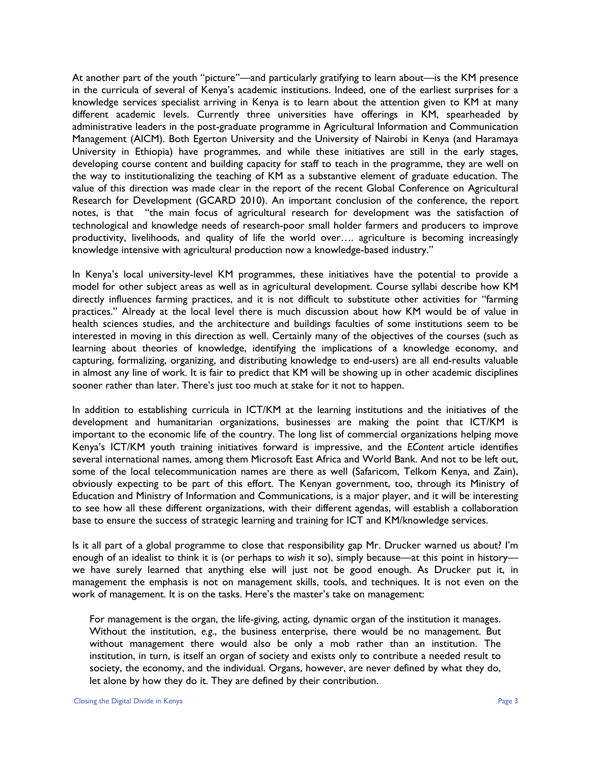At another part of the youth "picture"—and particularly gratifying to learn about—is the KM presence in the curricula of several of Kenya's academic institutions. Indeed, one of the earliest surprises for a knowledge services specialist arriving in Kenya is to learn about the attention given to KM at many different academic levels. Currently three universities have offerings in KM, spearheaded by administrative leaders in the post-graduate programme in Agricultural Information and Communication Management (AICM). Both Egerton University and the University of Nairobi in Kenya (and Haramaya University in Ethiopia) have programmes, and while these initiatives are still in the early stages, developing course content and building capacity for staff to teach in the programme, they are well on the way to institutionalizing the teaching of KM as a substantive element of graduate education. The value of this direction was made clear in the report of the recent Global Conference on Agricultural Research for Development (GCARD 2010). An important conclusion of the conference, the report notes, is that "the main focus of agricultural research for development was the satisfaction of technological and knowledge needs of research-poor small holder farmers and producers to improve productivity, livelihoods, and quality of life the world over…. agriculture is becoming increasingly knowledge intensive with agricultural production now a knowledge-based industry."

In Kenya's local university-level KM programmes, these initiatives have the potential to provide a model for other subject areas as well as in agricultural development. Course syllabi describe how KM directly influences farming practices, and it is not difficult to substitute other activities for "farming practices." Already at the local level there is much discussion about how KM would be of value in health sciences studies, and the architecture and buildings faculties of some institutions seem to be interested in moving in this direction as well. Certainly many of the objectives of the courses (such as learning about theories of knowledge, identifying the implications of a knowledge economy, and capturing, formalizing, organizing, and distributing knowledge to end-users) are all end-results valuable in almost any line of work. It is fair to predict that KM will be showing up in other academic disciplines sooner rather than later. There's just too much at stake for it not to happen.

In addition to establishing curricula in ICT/KM at the learning institutions and the initiatives of the development and humanitarian organizations, businesses are making the point that ICT/KM is important to the economic life of the country. The long list of commercial organizations helping move Kenya's ICT/KM youth training initiatives forward is impressive, and the *EContent* article identifies several international names, among them Microsoft East Africa and World Bank. And not to be left out, some of the local telecommunication names are there as well (Safaricom, Telkom Kenya, and Zain), obviously expecting to be part of this effort. The Kenyan government, too, through its Ministry of Education and Ministry of Information and Communications, is a major player, and it will be interesting to see how all these different organizations, with their different agendas, will establish a collaboration base to ensure the success of strategic learning and training for ICT and KM/knowledge services.

Is it all part of a global programme to close that responsibility gap Mr. Drucker warned us about? I'm enough of an idealist to think it is (or perhaps to *wish* it so), simply because—at this point in history—we have surely learned that anything else will just not be good enough. As Drucker put it, in management the emphasis is not on management skills, tools, and techniques. It is not even on the work of management. It is on the tasks. Here's the master's take on management:

> For management is the organ, the life-giving, acting, dynamic organ of the institution it manages. Without the institution, *e.g.*, the business enterprise, there would be no management. But without management there would also be only a mob rather than an institution. The institution, in turn, is itself an organ of society and exists only to contribute a needed result to society, the economy, and the individual. Organs, however, are never defined by what they do, let alone by how they do it. They are defined by their contribution.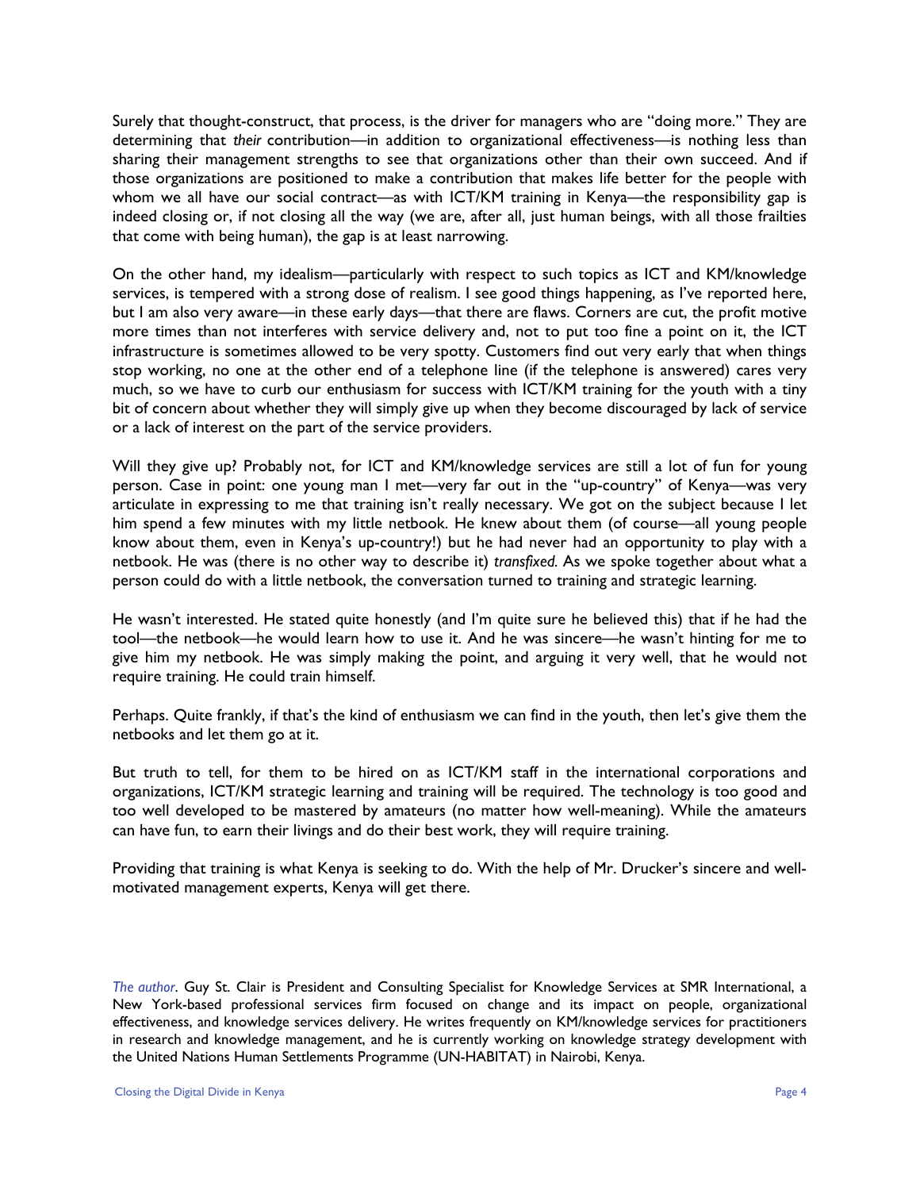Surely that thought-construct, that process, is the driver for managers who are "doing more." They are determining that *their* contribution—in addition to organizational effectiveness—is nothing less than sharing their management strengths to see that organizations other than their own succeed. And if those organizations are positioned to make a contribution that makes life better for the people with whom we all have our social contract—as with ICT/KM training in Kenya—the responsibility gap is indeed closing or, if not closing all the way (we are, after all, just human beings, with all those frailties that come with being human), the gap is at least narrowing.

On the other hand, my idealism—particularly with respect to such topics as ICT and KM/knowledge services, is tempered with a strong dose of realism. I see good things happening, as I've reported here, but I am also very aware—in these early days—that there are flaws. Corners are cut, the profit motive more times than not interferes with service delivery and, not to put too fine a point on it, the ICT infrastructure is sometimes allowed to be very spotty. Customers find out very early that when things stop working, no one at the other end of a telephone line (if the telephone is answered) cares very much, so we have to curb our enthusiasm for success with ICT/KM training for the youth with a tiny bit of concern about whether they will simply give up when they become discouraged by lack of service or a lack of interest on the part of the service providers.

Will they give up? Probably not, for ICT and KM/knowledge services are still a lot of fun for young person. Case in point: one young man I met—very far out in the "up-country" of Kenya—was very articulate in expressing to me that training isn't really necessary. We got on the subject because I let him spend a few minutes with my little netbook. He knew about them (of course—all young people know about them, even in Kenya's up-country!) but he had never had an opportunity to play with a netbook. He was (there is no other way to describe it) *transfixed*. As we spoke together about what a person could do with a little netbook, the conversation turned to training and strategic learning.

He wasn't interested. He stated quite honestly (and I'm quite sure he believed this) that if he had the tool—the netbook—he would learn how to use it. And he was sincere—he wasn't hinting for me to give him my netbook. He was simply making the point, and arguing it very well, that he would not require training. He could train himself.

Perhaps. Quite frankly, if that's the kind of enthusiasm we can find in the youth, then let's give them the netbooks and let them go at it.

But truth to tell, for them to be hired on as ICT/KM staff in the international corporations and organizations, ICT/KM strategic learning and training will be required. The technology is too good and too well developed to be mastered by amateurs (no matter how well-meaning). While the amateurs can have fun, to earn their livings and do their best work, they will require training.

Providing that training is what Kenya is seeking to do. With the help of Mr. Drucker's sincere and well-motivated management experts, Kenya will get there.

*The author*. Guy St. Clair is President and Consulting Specialist for Knowledge Services at SMR International, a New York-based professional services firm focused on change and its impact on people, organizational effectiveness, and knowledge services delivery. He writes frequently on KM/knowledge services for practitioners in research and knowledge management, and he is currently working on knowledge strategy development with the United Nations Human Settlements Programme (UN-HABITAT) in Nairobi, Kenya.